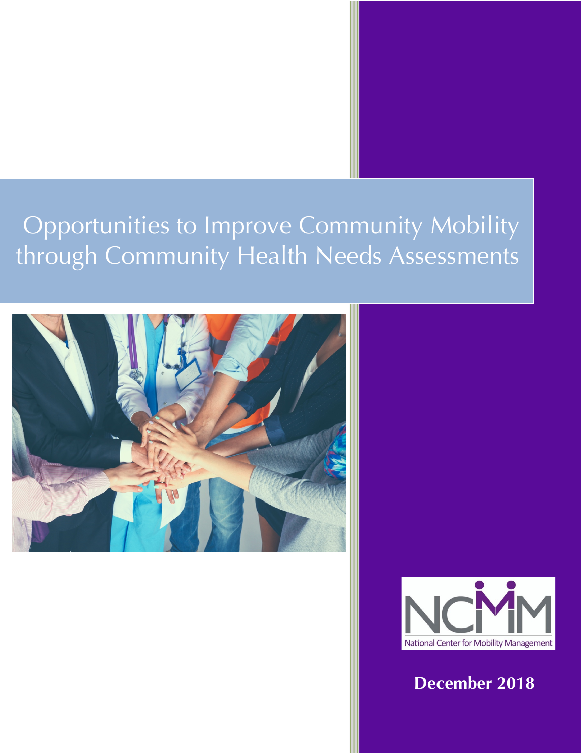# Opportunities to Improve Community Mobility through Community Health Needs Assessments

NCMM

National Center for Mobility Management

**December 2018**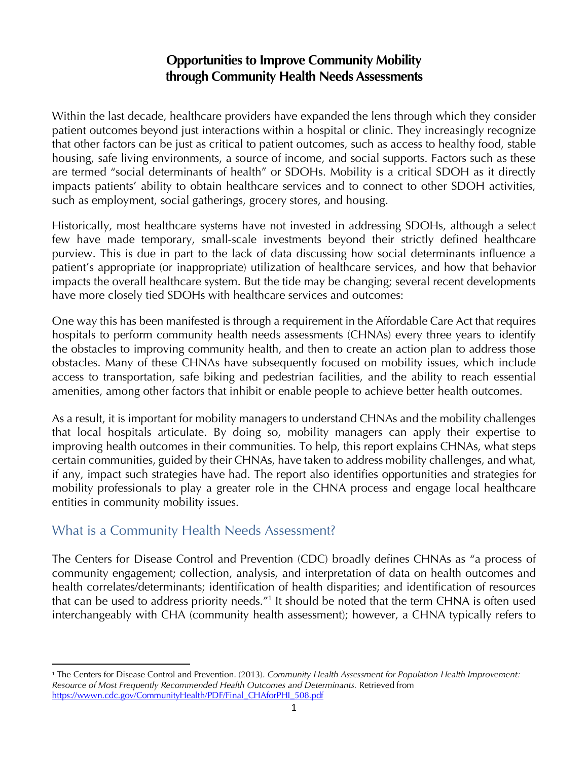# Opportunities to Improve Community Mobility through Community Health Needs Assessments

Within the last decade, healthcare providers have expanded the lens through which they consider patient outcomes beyond just interactions within a hospital or clinic. They increasingly recognize that other factors can be just as critical to patient outcomes, such as access to healthy food, stable housing, safe living environments, a source of income, and social supports. Factors such as these are termed "social determinants of health" or SDOHs. Mobility is a critical SDOH as it directly impacts patients' ability to obtain healthcare services and to connect to other SDOH activities, such as employment, social gatherings, grocery stores, and housing.

Historically, most healthcare systems have not invested in addressing SDOHs, although a select few have made temporary, small-scale investments beyond their strictly defined healthcare purview. This is due in part to the lack of data discussing how social determinants influence a patient's appropriate (or inappropriate) utilization of healthcare services, and how that behavior impacts the overall healthcare system. But the tide may be changing; several recent developments have more closely tied SDOHs with healthcare services and outcomes:

One way this has been manifested is through a requirement in the Affordable Care Act that requires hospitals to perform community health needs assessments (CHNAs) every three years to identify the obstacles to improving community health, and then to create an action plan to address those obstacles. Many of these CHNAs have subsequently focused on mobility issues, which include access to transportation, safe biking and pedestrian facilities, and the ability to reach essential amenities, among other factors that inhibit or enable people to achieve better health outcomes.

As a result, it is important for mobility managers to understand CHNAs and the mobility challenges that local hospitals articulate. By doing so, mobility managers can apply their expertise to improving health outcomes in their communities. To help, this report explains CHNAs, what steps certain communities, guided by their CHNAs, have taken to address mobility challenges, and what, if any, impact such strategies have had. The report also identifies opportunities and strategies for mobility professionals to play a greater role in the CHNA process and engage local healthcare entities in community mobility issues.

## What is a Community Health Needs Assessment?

The Centers for Disease Control and Prevention (CDC) broadly defines CHNAs as "a process of community engagement; collection, analysis, and interpretation of data on health outcomes and health correlates/determinants; identification of health disparities; and identification of resources that can be used to address priority needs."[1] It should be noted that the term CHNA is often used interchangeably with CHA (community health assessment); however, a CHNA typically refers to

---

[1] The Centers for Disease Control and Prevention. (2013). *Community Health Assessment for Population Health Improvement: Resource of Most Frequently Recommended Health Outcomes and Determinants.* Retrieved from https://wwwn.cdc.gov/CommunityHealth/PDF/Final_CHAforPHI_508.pdf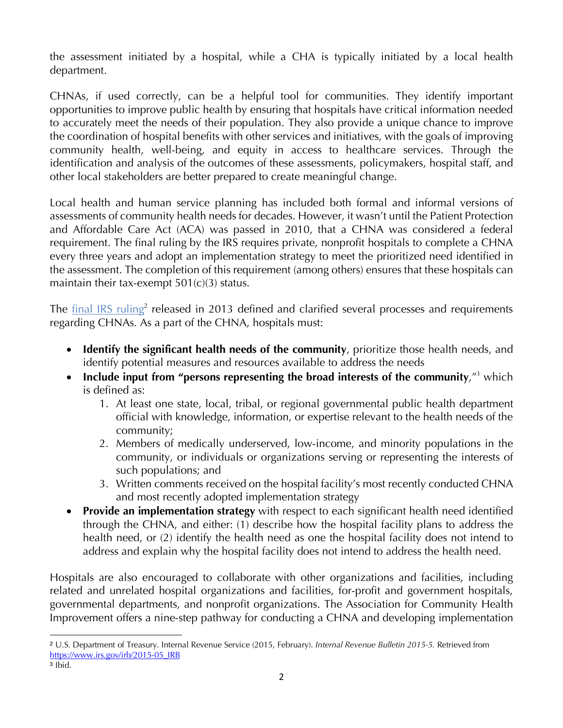the assessment initiated by a hospital, while a CHA is typically initiated by a local health department.

CHNAs, if used correctly, can be a helpful tool for communities. They identify important opportunities to improve public health by ensuring that hospitals have critical information needed to accurately meet the needs of their population. They also provide a unique chance to improve the coordination of hospital benefits with other services and initiatives, with the goals of improving community health, well-being, and equity in access to healthcare services. Through the identification and analysis of the outcomes of these assessments, policymakers, hospital staff, and other local stakeholders are better prepared to create meaningful change.

Local health and human service planning has included both formal and informal versions of assessments of community health needs for decades. However, it wasn't until the Patient Protection and Affordable Care Act (ACA) was passed in 2010, that a CHNA was considered a federal requirement. The final ruling by the IRS requires private, nonprofit hospitals to complete a CHNA every three years and adopt an implementation strategy to meet the prioritized need identified in the assessment. The completion of this requirement (among others) ensures that these hospitals can maintain their tax-exempt 501(c)(3) status.

The final IRS ruling[2] released in 2013 defined and clarified several processes and requirements regarding CHNAs. As a part of the CHNA, hospitals must:

- **Identify the significant health needs of the community**, prioritize those health needs, and identify potential measures and resources available to address the needs
- **Include input from "persons representing the broad interests of the community**,"[3] which is defined as:
  1. At least one state, local, tribal, or regional governmental public health department official with knowledge, information, or expertise relevant to the health needs of the community;
  2. Members of medically underserved, low-income, and minority populations in the community, or individuals or organizations serving or representing the interests of such populations; and
  3. Written comments received on the hospital facility's most recently conducted CHNA and most recently adopted implementation strategy
- **Provide an implementation strategy** with respect to each significant health need identified through the CHNA, and either: (1) describe how the hospital facility plans to address the health need, or (2) identify the health need as one the hospital facility does not intend to address and explain why the hospital facility does not intend to address the health need.

Hospitals are also encouraged to collaborate with other organizations and facilities, including related and unrelated hospital organizations and facilities, for-profit and government hospitals, governmental departments, and nonprofit organizations. The Association for Community Health Improvement offers a nine-step pathway for conducting a CHNA and developing implementation

---

[2] U.S. Department of Treasury. Internal Revenue Service (2015, February). *Internal Revenue Bulletin 2015-5.* Retrieved from https://www.irs.gov/irb/2015-05_IRB

[3] Ibid.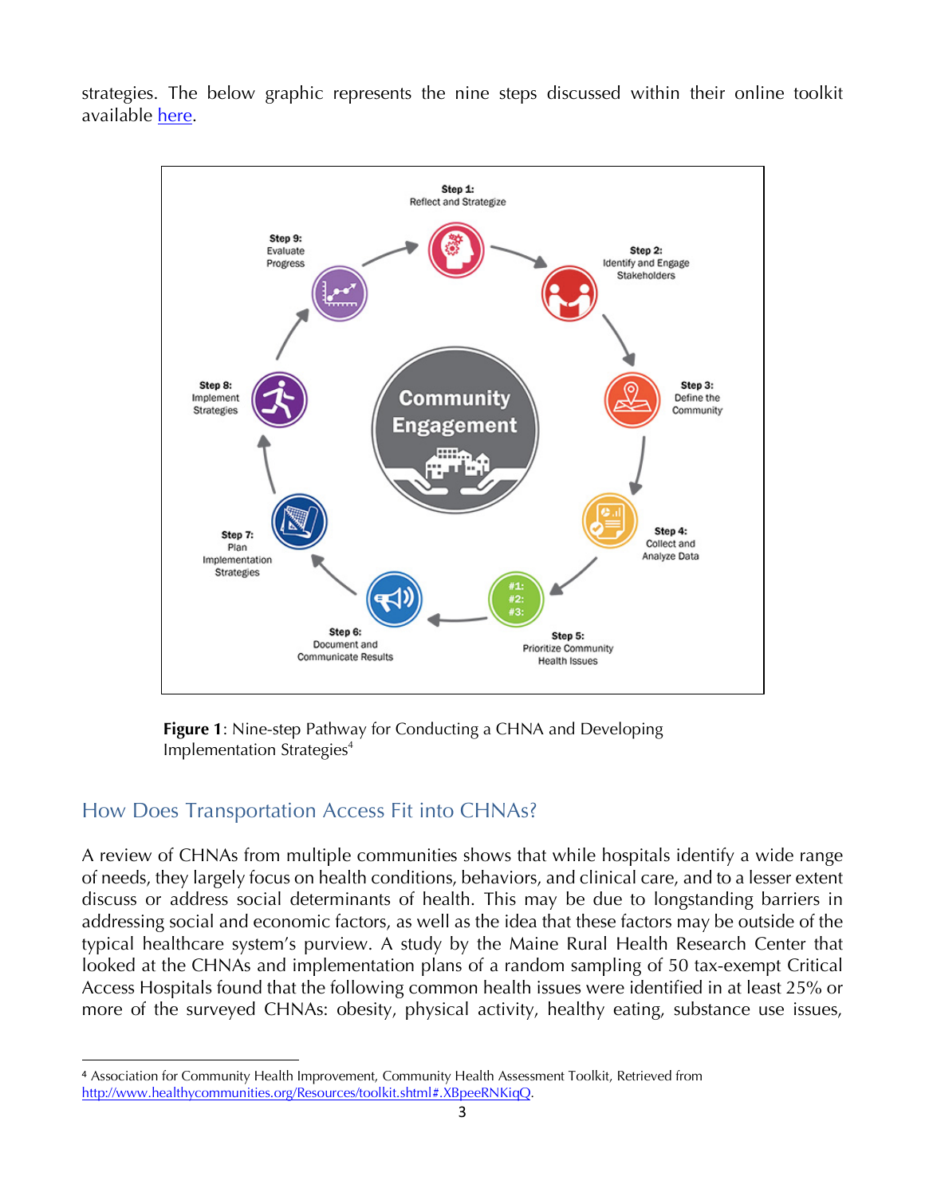strategies. The below graphic represents the nine steps discussed within their online toolkit available [here](http://www.healthycommunities.org/Resources/toolkit.shtml#.XBpeeRNKiqQ).

Step 1: Reflect and Strategize

Step 2: Identify and Engage Stakeholders

Step 3: Define the Community

Step 4: Collect and Analyze Data

Step 5: Prioritize Community Health Issues

Step 6: Document and Communicate Results

Step 7: Plan Implementation Strategies

Step 8: Implement Strategies

Step 9: Evaluate Progress

Community Engagement

**Figure 1**: Nine-step Pathway for Conducting a CHNA and Developing Implementation Strategies[4]

## How Does Transportation Access Fit into CHNAs?

A review of CHNAs from multiple communities shows that while hospitals identify a wide range of needs, they largely focus on health conditions, behaviors, and clinical care, and to a lesser extent discuss or address social determinants of health. This may be due to longstanding barriers in addressing social and economic factors, as well as the idea that these factors may be outside of the typical healthcare system's purview. A study by the Maine Rural Health Research Center that looked at the CHNAs and implementation plans of a random sampling of 50 tax-exempt Critical Access Hospitals found that the following common health issues were identified in at least 25% or more of the surveyed CHNAs: obesity, physical activity, healthy eating, substance use issues,

---

[4] Association for Community Health Improvement, Community Health Assessment Toolkit, Retrieved from http://www.healthycommunities.org/Resources/toolkit.shtml#.XBpeeRNKiqQ.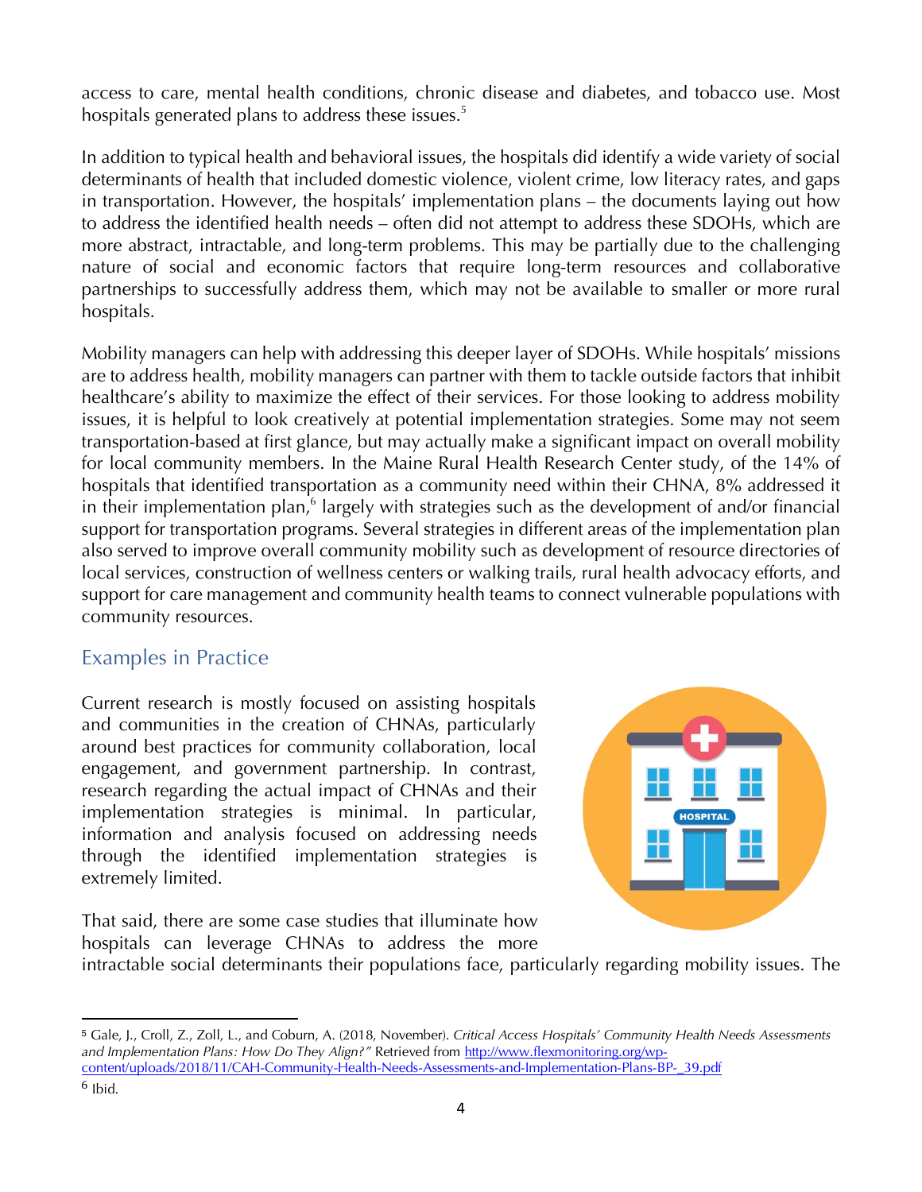access to care, mental health conditions, chronic disease and diabetes, and tobacco use. Most hospitals generated plans to address these issues.[5]

In addition to typical health and behavioral issues, the hospitals did identify a wide variety of social determinants of health that included domestic violence, violent crime, low literacy rates, and gaps in transportation. However, the hospitals' implementation plans – the documents laying out how to address the identified health needs – often did not attempt to address these SDOHs, which are more abstract, intractable, and long-term problems. This may be partially due to the challenging nature of social and economic factors that require long-term resources and collaborative partnerships to successfully address them, which may not be available to smaller or more rural hospitals.

Mobility managers can help with addressing this deeper layer of SDOHs. While hospitals' missions are to address health, mobility managers can partner with them to tackle outside factors that inhibit healthcare's ability to maximize the effect of their services. For those looking to address mobility issues, it is helpful to look creatively at potential implementation strategies. Some may not seem transportation-based at first glance, but may actually make a significant impact on overall mobility for local community members. In the Maine Rural Health Research Center study, of the 14% of hospitals that identified transportation as a community need within their CHNA, 8% addressed it in their implementation plan,[6] largely with strategies such as the development of and/or financial support for transportation programs. Several strategies in different areas of the implementation plan also served to improve overall community mobility such as development of resource directories of local services, construction of wellness centers or walking trails, rural health advocacy efforts, and support for care management and community health teams to connect vulnerable populations with community resources.

## Examples in Practice

Current research is mostly focused on assisting hospitals and communities in the creation of CHNAs, particularly around best practices for community collaboration, local engagement, and government partnership. In contrast, research regarding the actual impact of CHNAs and their implementation strategies is minimal. In particular, information and analysis focused on addressing needs through the identified implementation strategies is extremely limited.

That said, there are some case studies that illuminate how hospitals can leverage CHNAs to address the more intractable social determinants their populations face, particularly regarding mobility issues. The

---

[5] Gale, J., Croll, Z., Zoll, L., and Coburn, A. (2018, November). *Critical Access Hospitals' Community Health Needs Assessments and Implementation Plans: How Do They Align?"* Retrieved from http://www.flexmonitoring.org/wp-content/uploads/2018/11/CAH-Community-Health-Needs-Assessments-and-Implementation-Plans-BP-_39.pdf

[6] Ibid.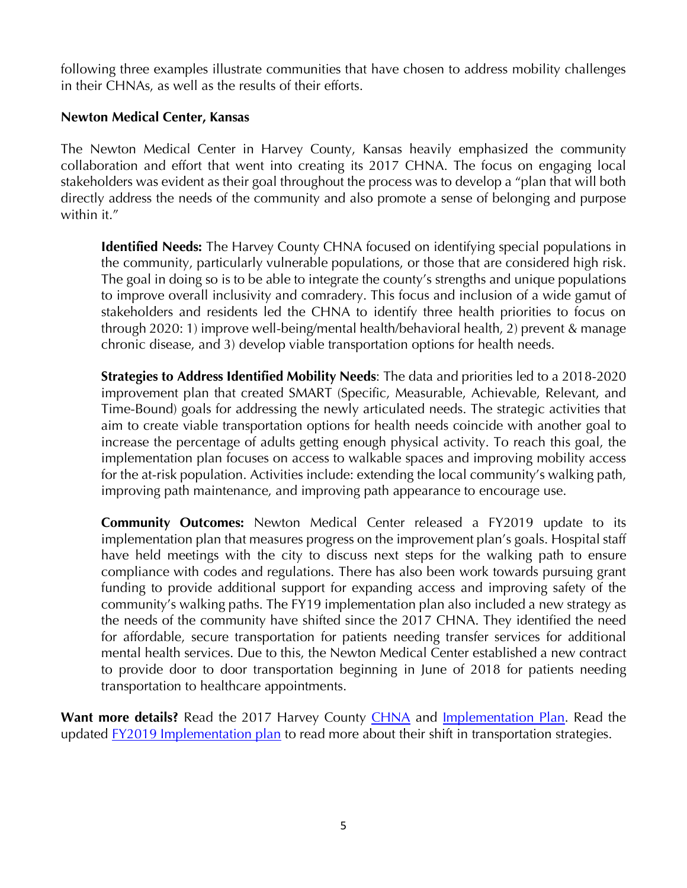following three examples illustrate communities that have chosen to address mobility challenges in their CHNAs, as well as the results of their efforts.

**Newton Medical Center, Kansas**

The Newton Medical Center in Harvey County, Kansas heavily emphasized the community collaboration and effort that went into creating its 2017 CHNA. The focus on engaging local stakeholders was evident as their goal throughout the process was to develop a "plan that will both directly address the needs of the community and also promote a sense of belonging and purpose within it."

> **Identified Needs:** The Harvey County CHNA focused on identifying special populations in the community, particularly vulnerable populations, or those that are considered high risk. The goal in doing so is to be able to integrate the county's strengths and unique populations to improve overall inclusivity and comradery. This focus and inclusion of a wide gamut of stakeholders and residents led the CHNA to identify three health priorities to focus on through 2020: 1) improve well-being/mental health/behavioral health, 2) prevent & manage chronic disease, and 3) develop viable transportation options for health needs.
>
> **Strategies to Address Identified Mobility Needs**: The data and priorities led to a 2018-2020 improvement plan that created SMART (Specific, Measurable, Achievable, Relevant, and Time-Bound) goals for addressing the newly articulated needs. The strategic activities that aim to create viable transportation options for health needs coincide with another goal to increase the percentage of adults getting enough physical activity. To reach this goal, the implementation plan focuses on access to walkable spaces and improving mobility access for the at-risk population. Activities include: extending the local community's walking path, improving path maintenance, and improving path appearance to encourage use.
>
> **Community Outcomes:** Newton Medical Center released a FY2019 update to its implementation plan that measures progress on the improvement plan's goals. Hospital staff have held meetings with the city to discuss next steps for the walking path to ensure compliance with codes and regulations. There has also been work towards pursuing grant funding to provide additional support for expanding access and improving safety of the community's walking paths. The FY19 implementation plan also included a new strategy as the needs of the community have shifted since the 2017 CHNA. They identified the need for affordable, secure transportation for patients needing transfer services for additional mental health services. Due to this, the Newton Medical Center established a new contract to provide door to door transportation beginning in June of 2018 for patients needing transportation to healthcare appointments.

**Want more details?** Read the 2017 Harvey County CHNA and Implementation Plan. Read the updated FY2019 Implementation plan to read more about their shift in transportation strategies.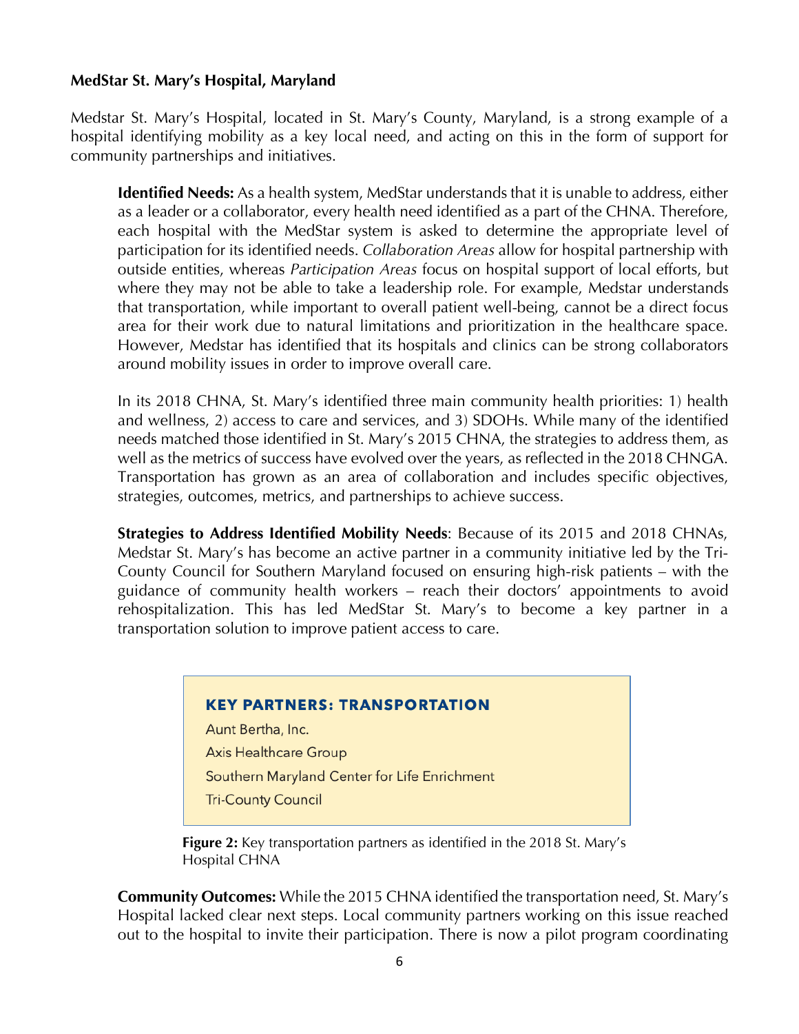**MedStar St. Mary's Hospital, Maryland**

Medstar St. Mary's Hospital, located in St. Mary's County, Maryland, is a strong example of a hospital identifying mobility as a key local need, and acting on this in the form of support for community partnerships and initiatives.

**Identified Needs:** As a health system, MedStar understands that it is unable to address, either as a leader or a collaborator, every health need identified as a part of the CHNA. Therefore, each hospital with the MedStar system is asked to determine the appropriate level of participation for its identified needs. *Collaboration Areas* allow for hospital partnership with outside entities, whereas *Participation Areas* focus on hospital support of local efforts, but where they may not be able to take a leadership role. For example, Medstar understands that transportation, while important to overall patient well-being, cannot be a direct focus area for their work due to natural limitations and prioritization in the healthcare space. However, Medstar has identified that its hospitals and clinics can be strong collaborators around mobility issues in order to improve overall care.

In its 2018 CHNA, St. Mary's identified three main community health priorities: 1) health and wellness, 2) access to care and services, and 3) SDOHs. While many of the identified needs matched those identified in St. Mary's 2015 CHNA, the strategies to address them, as well as the metrics of success have evolved over the years, as reflected in the 2018 CHNGA. Transportation has grown as an area of collaboration and includes specific objectives, strategies, outcomes, metrics, and partnerships to achieve success.

**Strategies to Address Identified Mobility Needs**: Because of its 2015 and 2018 CHNAs, Medstar St. Mary's has become an active partner in a community initiative led by the Tri-County Council for Southern Maryland focused on ensuring high-risk patients – with the guidance of community health workers – reach their doctors' appointments to avoid rehospitalization. This has led MedStar St. Mary's to become a key partner in a transportation solution to improve patient access to care.

**KEY PARTNERS: TRANSPORTATION**

Aunt Bertha, Inc.

Axis Healthcare Group

Southern Maryland Center for Life Enrichment

Tri-County Council

**Figure 2:** Key transportation partners as identified in the 2018 St. Mary's Hospital CHNA

**Community Outcomes:** While the 2015 CHNA identified the transportation need, St. Mary's Hospital lacked clear next steps. Local community partners working on this issue reached out to the hospital to invite their participation. There is now a pilot program coordinating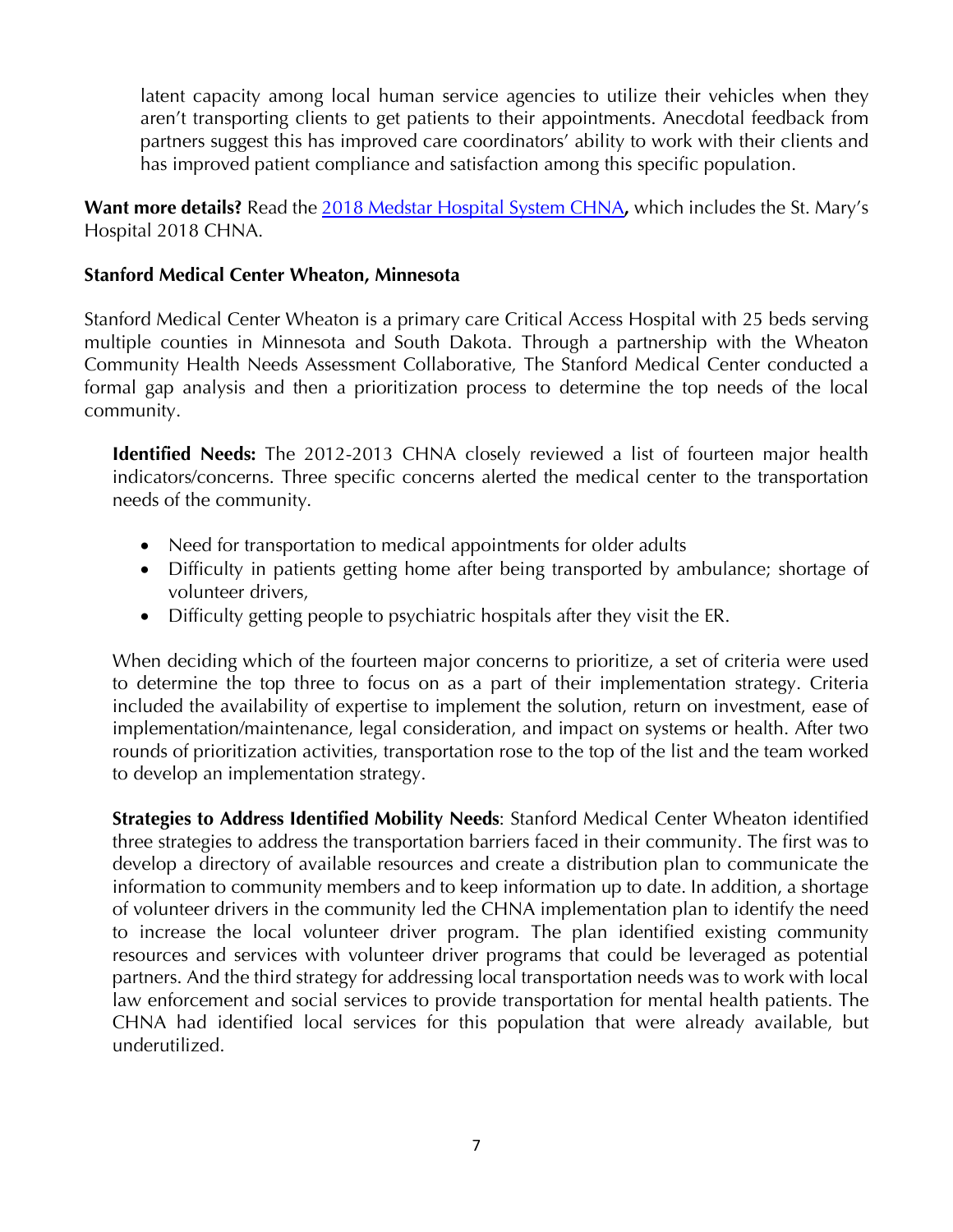latent capacity among local human service agencies to utilize their vehicles when they aren't transporting clients to get patients to their appointments. Anecdotal feedback from partners suggest this has improved care coordinators' ability to work with their clients and has improved patient compliance and satisfaction among this specific population.

**Want more details?** Read the 2018 Medstar Hospital System CHNA**,** which includes the St. Mary's Hospital 2018 CHNA.

**Stanford Medical Center Wheaton, Minnesota**

Stanford Medical Center Wheaton is a primary care Critical Access Hospital with 25 beds serving multiple counties in Minnesota and South Dakota. Through a partnership with the Wheaton Community Health Needs Assessment Collaborative, The Stanford Medical Center conducted a formal gap analysis and then a prioritization process to determine the top needs of the local community.

**Identified Needs:** The 2012-2013 CHNA closely reviewed a list of fourteen major health indicators/concerns. Three specific concerns alerted the medical center to the transportation needs of the community.

- Need for transportation to medical appointments for older adults
- Difficulty in patients getting home after being transported by ambulance; shortage of volunteer drivers,
- Difficulty getting people to psychiatric hospitals after they visit the ER.

When deciding which of the fourteen major concerns to prioritize, a set of criteria were used to determine the top three to focus on as a part of their implementation strategy. Criteria included the availability of expertise to implement the solution, return on investment, ease of implementation/maintenance, legal consideration, and impact on systems or health. After two rounds of prioritization activities, transportation rose to the top of the list and the team worked to develop an implementation strategy.

**Strategies to Address Identified Mobility Needs**: Stanford Medical Center Wheaton identified three strategies to address the transportation barriers faced in their community. The first was to develop a directory of available resources and create a distribution plan to communicate the information to community members and to keep information up to date. In addition, a shortage of volunteer drivers in the community led the CHNA implementation plan to identify the need to increase the local volunteer driver program. The plan identified existing community resources and services with volunteer driver programs that could be leveraged as potential partners. And the third strategy for addressing local transportation needs was to work with local law enforcement and social services to provide transportation for mental health patients. The CHNA had identified local services for this population that were already available, but underutilized.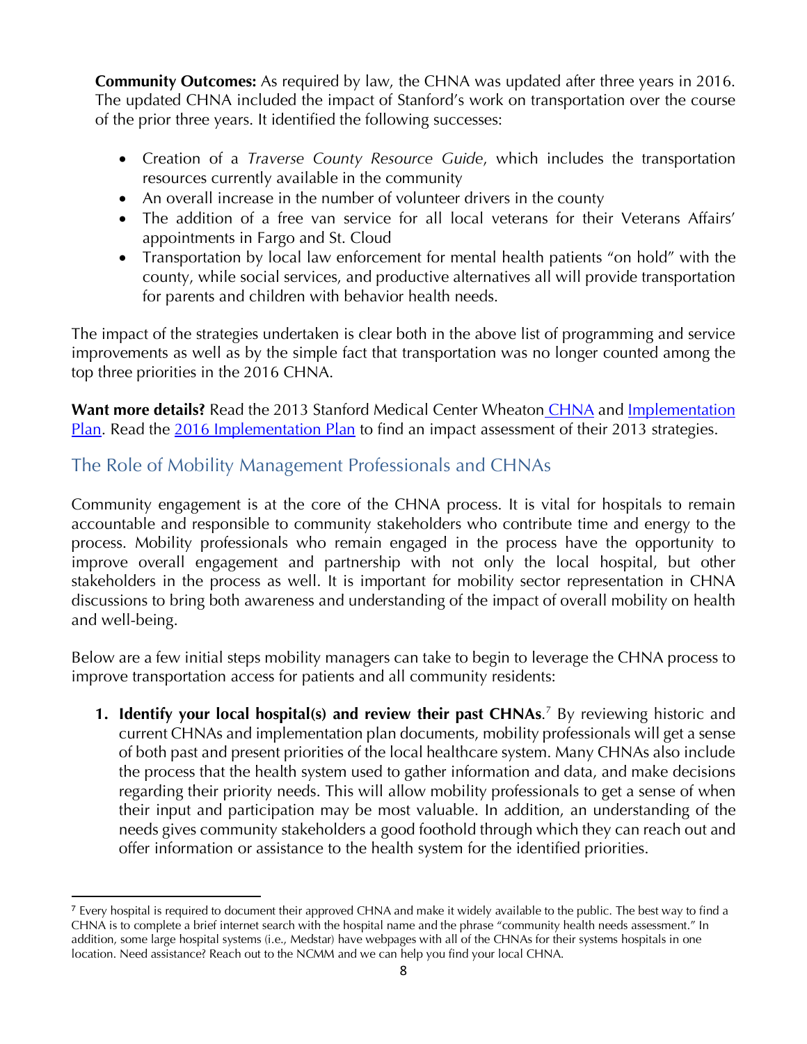**Community Outcomes:** As required by law, the CHNA was updated after three years in 2016. The updated CHNA included the impact of Stanford's work on transportation over the course of the prior three years. It identified the following successes:

- Creation of a *Traverse County Resource Guide*, which includes the transportation resources currently available in the community
- An overall increase in the number of volunteer drivers in the county
- The addition of a free van service for all local veterans for their Veterans Affairs' appointments in Fargo and St. Cloud
- Transportation by local law enforcement for mental health patients "on hold" with the county, while social services, and productive alternatives all will provide transportation for parents and children with behavior health needs.

The impact of the strategies undertaken is clear both in the above list of programming and service improvements as well as by the simple fact that transportation was no longer counted among the top three priorities in the 2016 CHNA.

**Want more details?** Read the 2013 Stanford Medical Center Wheaton CHNA and Implementation Plan. Read the 2016 Implementation Plan to find an impact assessment of their 2013 strategies.

## The Role of Mobility Management Professionals and CHNAs

Community engagement is at the core of the CHNA process. It is vital for hospitals to remain accountable and responsible to community stakeholders who contribute time and energy to the process. Mobility professionals who remain engaged in the process have the opportunity to improve overall engagement and partnership with not only the local hospital, but other stakeholders in the process as well. It is important for mobility sector representation in CHNA discussions to bring both awareness and understanding of the impact of overall mobility on health and well-being.

Below are a few initial steps mobility managers can take to begin to leverage the CHNA process to improve transportation access for patients and all community residents:

1. **Identify your local hospital(s) and review their past CHNAs**.[7] By reviewing historic and current CHNAs and implementation plan documents, mobility professionals will get a sense of both past and present priorities of the local healthcare system. Many CHNAs also include the process that the health system used to gather information and data, and make decisions regarding their priority needs. This will allow mobility professionals to get a sense of when their input and participation may be most valuable. In addition, an understanding of the needs gives community stakeholders a good foothold through which they can reach out and offer information or assistance to the health system for the identified priorities.

---

[7] Every hospital is required to document their approved CHNA and make it widely available to the public. The best way to find a CHNA is to complete a brief internet search with the hospital name and the phrase "community health needs assessment." In addition, some large hospital systems (i.e., Medstar) have webpages with all of the CHNAs for their systems hospitals in one location. Need assistance? Reach out to the NCMM and we can help you find your local CHNA.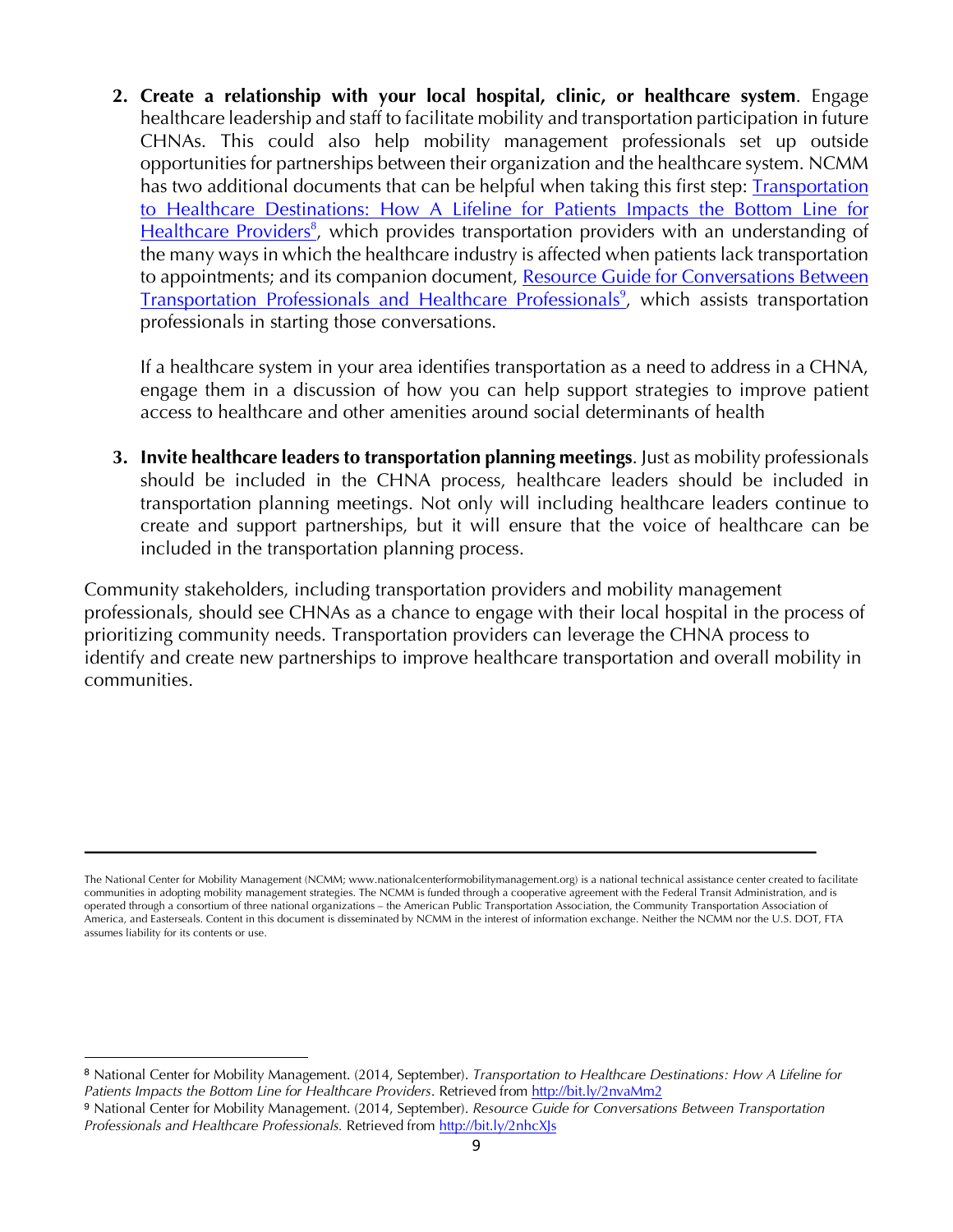2. **Create a relationship with your local hospital, clinic, or healthcare system**. Engage healthcare leadership and staff to facilitate mobility and transportation participation in future CHNAs. This could also help mobility management professionals set up outside opportunities for partnerships between their organization and the healthcare system. NCMM has two additional documents that can be helpful when taking this first step: Transportation to Healthcare Destinations: How A Lifeline for Patients Impacts the Bottom Line for Healthcare Providers[8], which provides transportation providers with an understanding of the many ways in which the healthcare industry is affected when patients lack transportation to appointments; and its companion document, Resource Guide for Conversations Between Transportation Professionals and Healthcare Professionals[9], which assists transportation professionals in starting those conversations.

   If a healthcare system in your area identifies transportation as a need to address in a CHNA, engage them in a discussion of how you can help support strategies to improve patient access to healthcare and other amenities around social determinants of health

3. **Invite healthcare leaders to transportation planning meetings**. Just as mobility professionals should be included in the CHNA process, healthcare leaders should be included in transportation planning meetings. Not only will including healthcare leaders continue to create and support partnerships, but it will ensure that the voice of healthcare can be included in the transportation planning process.

Community stakeholders, including transportation providers and mobility management professionals, should see CHNAs as a chance to engage with their local hospital in the process of prioritizing community needs. Transportation providers can leverage the CHNA process to identify and create new partnerships to improve healthcare transportation and overall mobility in communities.

---

The National Center for Mobility Management (NCMM; www.nationalcenterformobilitymanagement.org) is a national technical assistance center created to facilitate communities in adopting mobility management strategies. The NCMM is funded through a cooperative agreement with the Federal Transit Administration, and is operated through a consortium of three national organizations – the American Public Transportation Association, the Community Transportation Association of America, and Easterseals. Content in this document is disseminated by NCMM in the interest of information exchange. Neither the NCMM nor the U.S. DOT, FTA assumes liability for its contents or use.

[8] National Center for Mobility Management. (2014, September). *Transportation to Healthcare Destinations: How A Lifeline for Patients Impacts the Bottom Line for Healthcare Providers.* Retrieved from http://bit.ly/2nvaMm2

[9] National Center for Mobility Management. (2014, September). *Resource Guide for Conversations Between Transportation Professionals and Healthcare Professionals.* Retrieved from http://bit.ly/2nhcXJs